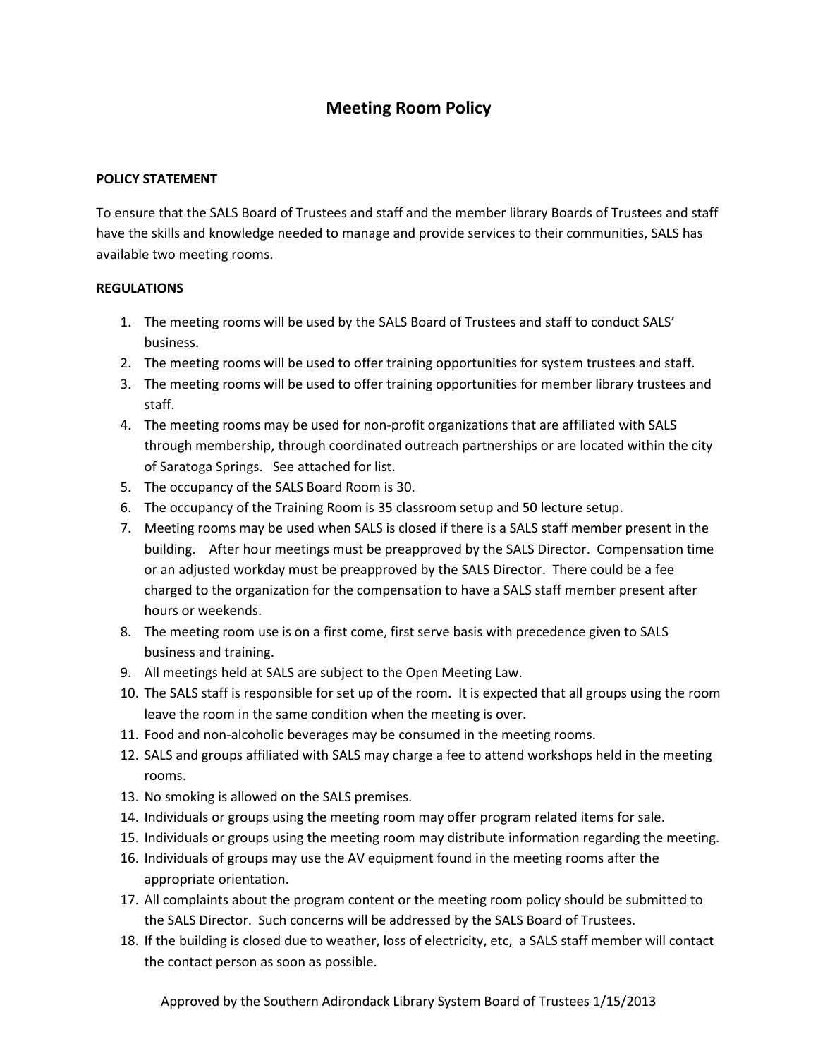# Meeting Room Policy

**POLICY STATEMENT**

To ensure that the SALS Board of Trustees and staff and the member library Boards of Trustees and staff have the skills and knowledge needed to manage and provide services to their communities, SALS has available two meeting rooms.

**REGULATIONS**

1. The meeting rooms will be used by the SALS Board of Trustees and staff to conduct SALS' business.
2. The meeting rooms will be used to offer training opportunities for system trustees and staff.
3. The meeting rooms will be used to offer training opportunities for member library trustees and staff.
4. The meeting rooms may be used for non-profit organizations that are affiliated with SALS through membership, through coordinated outreach partnerships or are located within the city of Saratoga Springs. See attached for list.
5. The occupancy of the SALS Board Room is 30.
6. The occupancy of the Training Room is 35 classroom setup and 50 lecture setup.
7. Meeting rooms may be used when SALS is closed if there is a SALS staff member present in the building. After hour meetings must be preapproved by the SALS Director. Compensation time or an adjusted workday must be preapproved by the SALS Director. There could be a fee charged to the organization for the compensation to have a SALS staff member present after hours or weekends.
8. The meeting room use is on a first come, first serve basis with precedence given to SALS business and training.
9. All meetings held at SALS are subject to the Open Meeting Law.
10. The SALS staff is responsible for set up of the room. It is expected that all groups using the room leave the room in the same condition when the meeting is over.
11. Food and non-alcoholic beverages may be consumed in the meeting rooms.
12. SALS and groups affiliated with SALS may charge a fee to attend workshops held in the meeting rooms.
13. No smoking is allowed on the SALS premises.
14. Individuals or groups using the meeting room may offer program related items for sale.
15. Individuals or groups using the meeting room may distribute information regarding the meeting.
16. Individuals of groups may use the AV equipment found in the meeting rooms after the appropriate orientation.
17. All complaints about the program content or the meeting room policy should be submitted to the SALS Director. Such concerns will be addressed by the SALS Board of Trustees.
18. If the building is closed due to weather, loss of electricity, etc, a SALS staff member will contact the contact person as soon as possible.

Approved by the Southern Adirondack Library System Board of Trustees 1/15/2013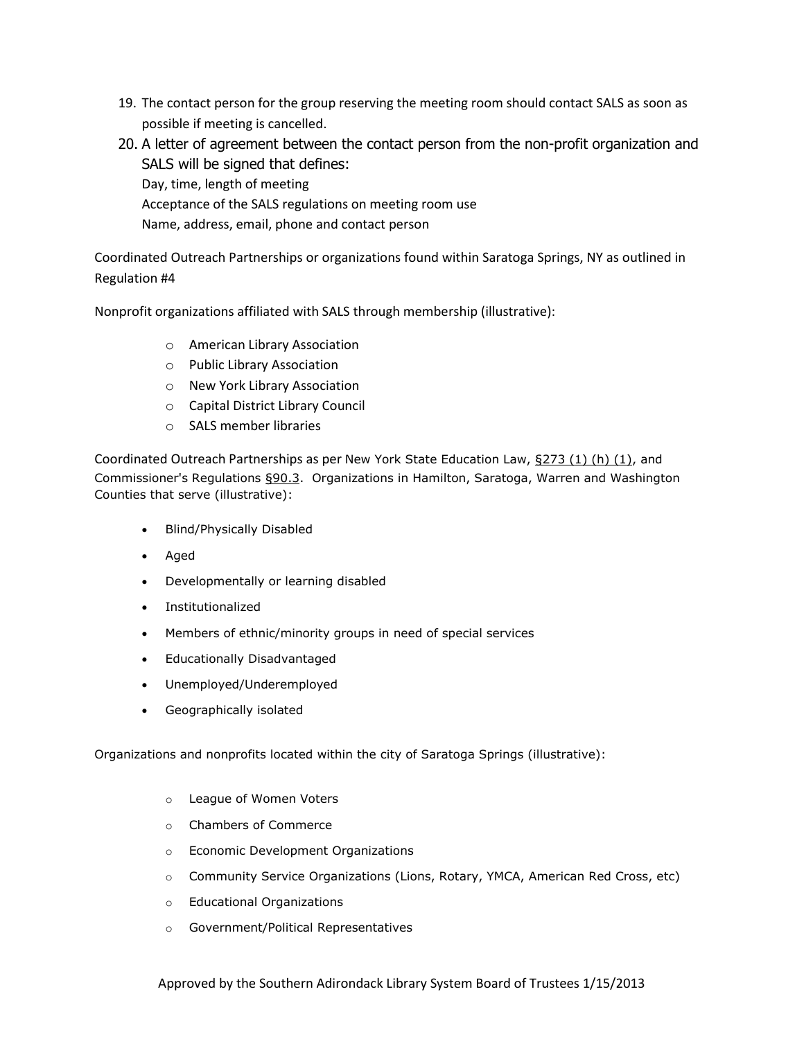19. The contact person for the group reserving the meeting room should contact SALS as soon as possible if meeting is cancelled.
20. A letter of agreement between the contact person from the non-profit organization and SALS will be signed that defines:
    Day, time, length of meeting
    Acceptance of the SALS regulations on meeting room use
    Name, address, email, phone and contact person

Coordinated Outreach Partnerships or organizations found within Saratoga Springs, NY as outlined in Regulation #4

Nonprofit organizations affiliated with SALS through membership (illustrative):

- American Library Association
- Public Library Association
- New York Library Association
- Capital District Library Council
- SALS member libraries

Coordinated Outreach Partnerships as per New York State Education Law, §273 (1) (h) (1), and Commissioner's Regulations §90.3. Organizations in Hamilton, Saratoga, Warren and Washington Counties that serve (illustrative):

- Blind/Physically Disabled
- Aged
- Developmentally or learning disabled
- Institutionalized
- Members of ethnic/minority groups in need of special services
- Educationally Disadvantaged
- Unemployed/Underemployed
- Geographically isolated

Organizations and nonprofits located within the city of Saratoga Springs (illustrative):

- League of Women Voters
- Chambers of Commerce
- Economic Development Organizations
- Community Service Organizations (Lions, Rotary, YMCA, American Red Cross, etc)
- Educational Organizations
- Government/Political Representatives

Approved by the Southern Adirondack Library System Board of Trustees 1/15/2013